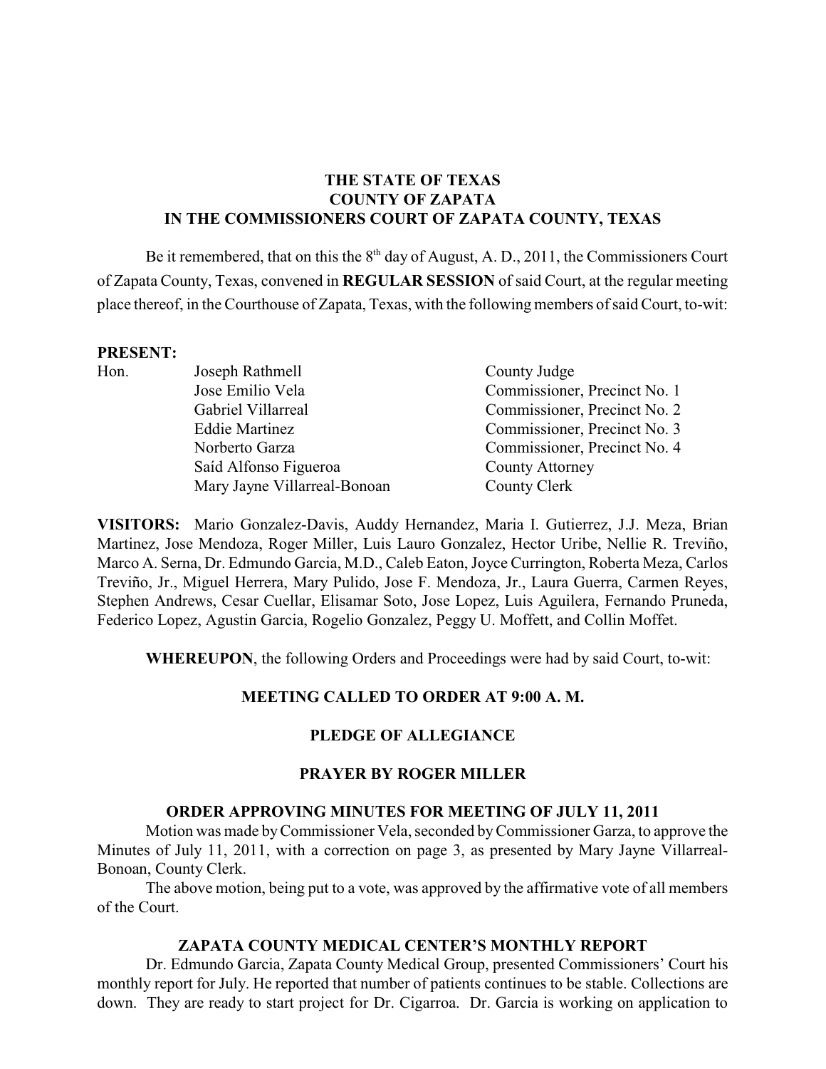**THE STATE OF TEXAS**
**COUNTY OF ZAPATA**
**IN THE COMMISSIONERS COURT OF ZAPATA COUNTY, TEXAS**

Be it remembered, that on this the 8th day of August, A. D., 2011, the Commissioners Court of Zapata County, Texas, convened in **REGULAR SESSION** of said Court, at the regular meeting place thereof, in the Courthouse of Zapata, Texas, with the following members of said Court, to-wit:

**PRESENT:**

| | | |
|---|---|---|
| Hon. | Joseph Rathmell | County Judge |
| | Jose Emilio Vela | Commissioner, Precinct No. 1 |
| | Gabriel Villarreal | Commissioner, Precinct No. 2 |
| | Eddie Martinez | Commissioner, Precinct No. 3 |
| | Norberto Garza | Commissioner, Precinct No. 4 |
| | Saíd Alfonso Figueroa | County Attorney |
| | Mary Jayne Villarreal-Bonoan | County Clerk |

**VISITORS:** Mario Gonzalez-Davis, Auddy Hernandez, Maria I. Gutierrez, J.J. Meza, Brian Martinez, Jose Mendoza, Roger Miller, Luis Lauro Gonzalez, Hector Uribe, Nellie R. Treviño, Marco A. Serna, Dr. Edmundo Garcia, M.D., Caleb Eaton, Joyce Currington, Roberta Meza, Carlos Treviño, Jr., Miguel Herrera, Mary Pulido, Jose F. Mendoza, Jr., Laura Guerra, Carmen Reyes, Stephen Andrews, Cesar Cuellar, Elisamar Soto, Jose Lopez, Luis Aguilera, Fernando Pruneda, Federico Lopez, Agustin Garcia, Rogelio Gonzalez, Peggy U. Moffett, and Collin Moffet.

**WHEREUPON**, the following Orders and Proceedings were had by said Court, to-wit:

**MEETING CALLED TO ORDER AT 9:00 A. M.**

**PLEDGE OF ALLEGIANCE**

**PRAYER BY ROGER MILLER**

**ORDER APPROVING MINUTES FOR MEETING OF JULY 11, 2011**

Motion was made by Commissioner Vela, seconded by Commissioner Garza, to approve the Minutes of July 11, 2011, with a correction on page 3, as presented by Mary Jayne Villarreal-Bonoan, County Clerk.

The above motion, being put to a vote, was approved by the affirmative vote of all members of the Court.

**ZAPATA COUNTY MEDICAL CENTER'S MONTHLY REPORT**

Dr. Edmundo Garcia, Zapata County Medical Group, presented Commissioners' Court his monthly report for July. He reported that number of patients continues to be stable. Collections are down. They are ready to start project for Dr. Cigarroa. Dr. Garcia is working on application to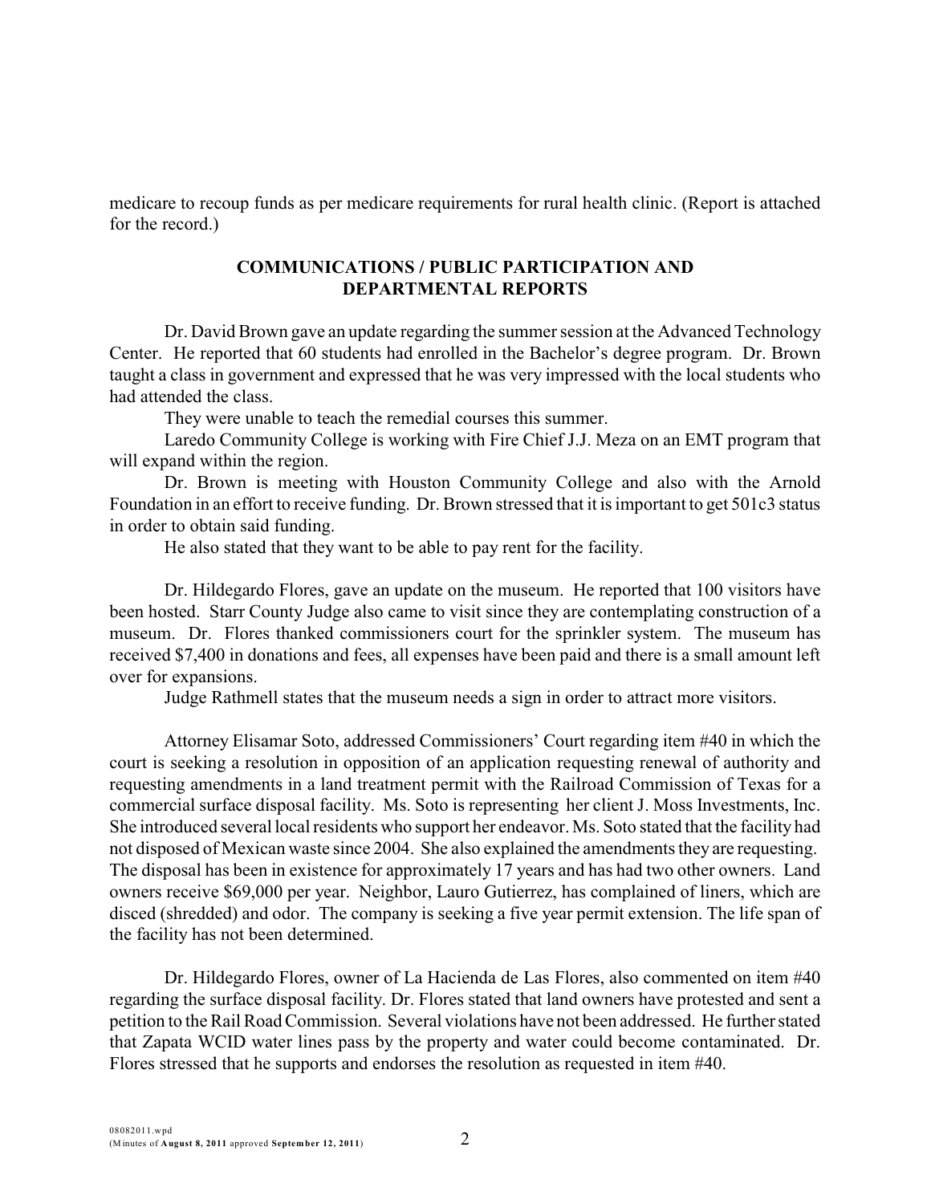medicare to recoup funds as per medicare requirements for rural health clinic. (Report is attached for the record.)

## COMMUNICATIONS / PUBLIC PARTICIPATION AND DEPARTMENTAL REPORTS

Dr. David Brown gave an update regarding the summer session at the Advanced Technology Center. He reported that 60 students had enrolled in the Bachelor's degree program. Dr. Brown taught a class in government and expressed that he was very impressed with the local students who had attended the class.

They were unable to teach the remedial courses this summer.

Laredo Community College is working with Fire Chief J.J. Meza on an EMT program that will expand within the region.

Dr. Brown is meeting with Houston Community College and also with the Arnold Foundation in an effort to receive funding. Dr. Brown stressed that it is important to get 501c3 status in order to obtain said funding.

He also stated that they want to be able to pay rent for the facility.

Dr. Hildegardo Flores, gave an update on the museum. He reported that 100 visitors have been hosted. Starr County Judge also came to visit since they are contemplating construction of a museum. Dr. Flores thanked commissioners court for the sprinkler system. The museum has received $7,400 in donations and fees, all expenses have been paid and there is a small amount left over for expansions.

Judge Rathmell states that the museum needs a sign in order to attract more visitors.

Attorney Elisamar Soto, addressed Commissioners' Court regarding item #40 in which the court is seeking a resolution in opposition of an application requesting renewal of authority and requesting amendments in a land treatment permit with the Railroad Commission of Texas for a commercial surface disposal facility. Ms. Soto is representing her client J. Moss Investments, Inc. She introduced several local residents who support her endeavor. Ms. Soto stated that the facility had not disposed of Mexican waste since 2004. She also explained the amendments they are requesting. The disposal has been in existence for approximately 17 years and has had two other owners. Land owners receive $69,000 per year. Neighbor, Lauro Gutierrez, has complained of liners, which are disced (shredded) and odor. The company is seeking a five year permit extension. The life span of the facility has not been determined.

Dr. Hildegardo Flores, owner of La Hacienda de Las Flores, also commented on item #40 regarding the surface disposal facility. Dr. Flores stated that land owners have protested and sent a petition to the Rail Road Commission. Several violations have not been addressed. He further stated that Zapata WCID water lines pass by the property and water could become contaminated. Dr. Flores stressed that he supports and endorses the resolution as requested in item #40.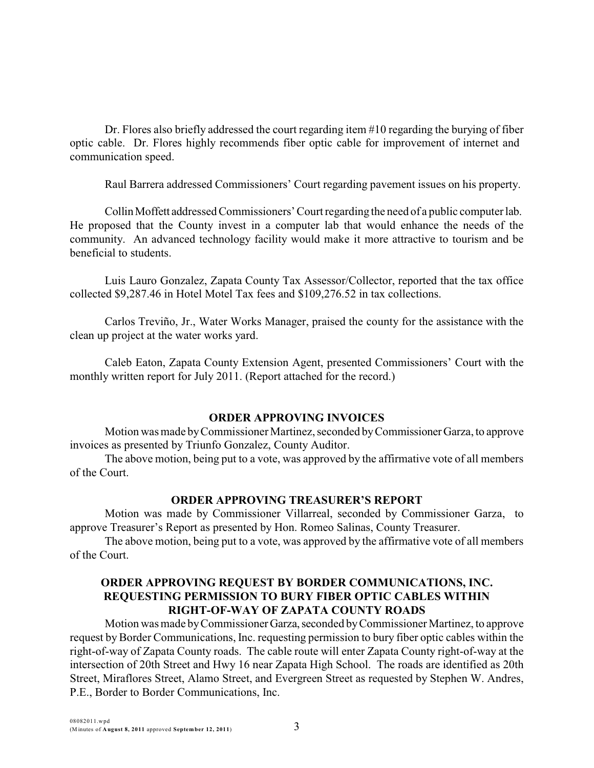Dr. Flores also briefly addressed the court regarding item #10 regarding the burying of fiber optic cable. Dr. Flores highly recommends fiber optic cable for improvement of internet and communication speed.

Raul Barrera addressed Commissioners' Court regarding pavement issues on his property.

Collin Moffett addressed Commissioners' Court regarding the need of a public computer lab. He proposed that the County invest in a computer lab that would enhance the needs of the community. An advanced technology facility would make it more attractive to tourism and be beneficial to students.

Luis Lauro Gonzalez, Zapata County Tax Assessor/Collector, reported that the tax office collected $9,287.46 in Hotel Motel Tax fees and $109,276.52 in tax collections.

Carlos Treviño, Jr., Water Works Manager, praised the county for the assistance with the clean up project at the water works yard.

Caleb Eaton, Zapata County Extension Agent, presented Commissioners' Court with the monthly written report for July 2011. (Report attached for the record.)

## ORDER APPROVING INVOICES

Motion was made by Commissioner Martinez, seconded by Commissioner Garza, to approve invoices as presented by Triunfo Gonzalez, County Auditor.

The above motion, being put to a vote, was approved by the affirmative vote of all members of the Court.

## ORDER APPROVING TREASURER'S REPORT

Motion was made by Commissioner Villarreal, seconded by Commissioner Garza, to approve Treasurer's Report as presented by Hon. Romeo Salinas, County Treasurer.

The above motion, being put to a vote, was approved by the affirmative vote of all members of the Court.

## ORDER APPROVING REQUEST BY BORDER COMMUNICATIONS, INC. REQUESTING PERMISSION TO BURY FIBER OPTIC CABLES WITHIN RIGHT-OF-WAY OF ZAPATA COUNTY ROADS

Motion was made by Commissioner Garza, seconded by Commissioner Martinez, to approve request by Border Communications, Inc. requesting permission to bury fiber optic cables within the right-of-way of Zapata County roads. The cable route will enter Zapata County right-of-way at the intersection of 20th Street and Hwy 16 near Zapata High School. The roads are identified as 20th Street, Miraflores Street, Alamo Street, and Evergreen Street as requested by Stephen W. Andres, P.E., Border to Border Communications, Inc.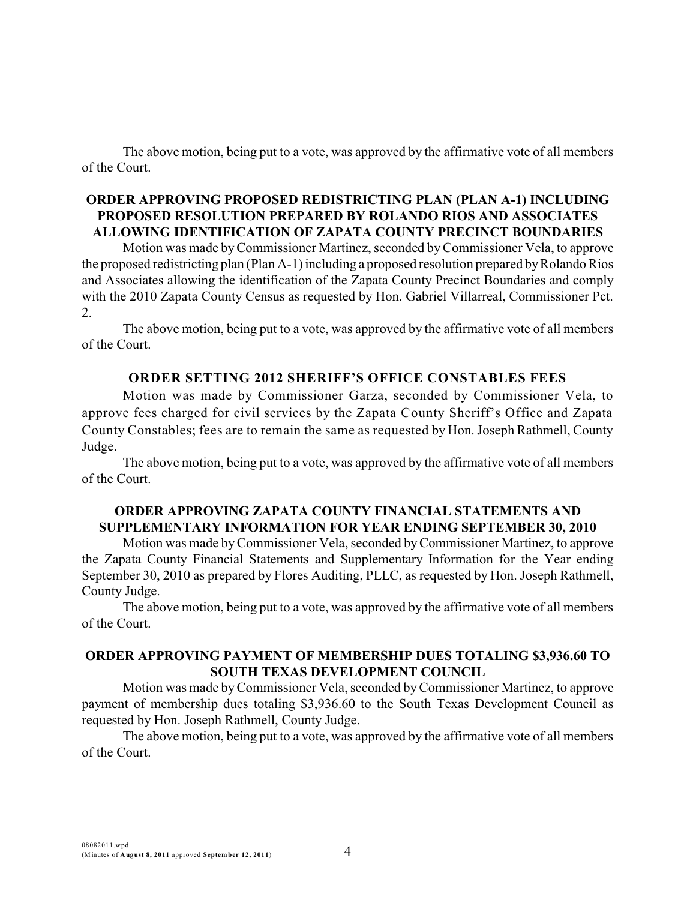The above motion, being put to a vote, was approved by the affirmative vote of all members of the Court.

## ORDER APPROVING PROPOSED REDISTRICTING PLAN (PLAN A-1) INCLUDING PROPOSED RESOLUTION PREPARED BY ROLANDO RIOS AND ASSOCIATES ALLOWING IDENTIFICATION OF ZAPATA COUNTY PRECINCT BOUNDARIES

Motion was made by Commissioner Martinez, seconded by Commissioner Vela, to approve the proposed redistricting plan (Plan A-1) including a proposed resolution prepared by Rolando Rios and Associates allowing the identification of the Zapata County Precinct Boundaries and comply with the 2010 Zapata County Census as requested by Hon. Gabriel Villarreal, Commissioner Pct. 2.

The above motion, being put to a vote, was approved by the affirmative vote of all members of the Court.

## ORDER SETTING 2012 SHERIFF'S OFFICE CONSTABLES FEES

Motion was made by Commissioner Garza, seconded by Commissioner Vela, to approve fees charged for civil services by the Zapata County Sheriff's Office and Zapata County Constables; fees are to remain the same as requested by Hon. Joseph Rathmell, County Judge.

The above motion, being put to a vote, was approved by the affirmative vote of all members of the Court.

## ORDER APPROVING ZAPATA COUNTY FINANCIAL STATEMENTS AND SUPPLEMENTARY INFORMATION FOR YEAR ENDING SEPTEMBER 30, 2010

Motion was made by Commissioner Vela, seconded by Commissioner Martinez, to approve the Zapata County Financial Statements and Supplementary Information for the Year ending September 30, 2010 as prepared by Flores Auditing, PLLC, as requested by Hon. Joseph Rathmell, County Judge.

The above motion, being put to a vote, was approved by the affirmative vote of all members of the Court.

## ORDER APPROVING PAYMENT OF MEMBERSHIP DUES TOTALING $3,936.60 TO SOUTH TEXAS DEVELOPMENT COUNCIL

Motion was made by Commissioner Vela, seconded by Commissioner Martinez, to approve payment of membership dues totaling $3,936.60 to the South Texas Development Council as requested by Hon. Joseph Rathmell, County Judge.

The above motion, being put to a vote, was approved by the affirmative vote of all members of the Court.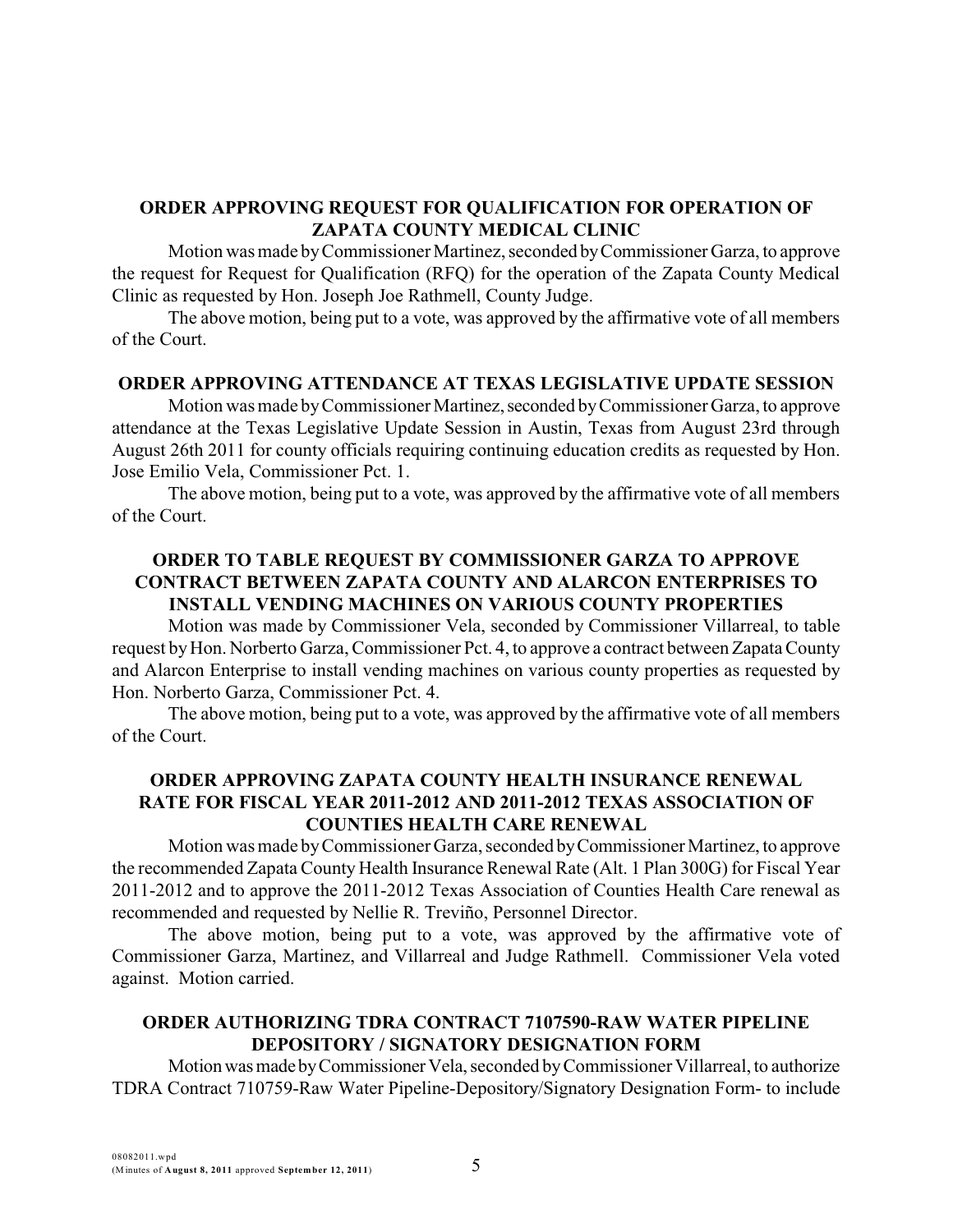**ORDER APPROVING REQUEST FOR QUALIFICATION FOR OPERATION OF ZAPATA COUNTY MEDICAL CLINIC**

Motion was made by Commissioner Martinez, seconded by Commissioner Garza, to approve the request for Request for Qualification (RFQ) for the operation of the Zapata County Medical Clinic as requested by Hon. Joseph Joe Rathmell, County Judge.

The above motion, being put to a vote, was approved by the affirmative vote of all members of the Court.

**ORDER APPROVING ATTENDANCE AT TEXAS LEGISLATIVE UPDATE SESSION**

Motion was made by Commissioner Martinez, seconded by Commissioner Garza, to approve attendance at the Texas Legislative Update Session in Austin, Texas from August 23rd through August 26th 2011 for county officials requiring continuing education credits as requested by Hon. Jose Emilio Vela, Commissioner Pct. 1.

The above motion, being put to a vote, was approved by the affirmative vote of all members of the Court.

**ORDER TO TABLE REQUEST BY COMMISSIONER GARZA TO APPROVE CONTRACT BETWEEN ZAPATA COUNTY AND ALARCON ENTERPRISES TO INSTALL VENDING MACHINES ON VARIOUS COUNTY PROPERTIES**

Motion was made by Commissioner Vela, seconded by Commissioner Villarreal, to table request by Hon. Norberto Garza, Commissioner Pct. 4, to approve a contract between Zapata County and Alarcon Enterprise to install vending machines on various county properties as requested by Hon. Norberto Garza, Commissioner Pct. 4.

The above motion, being put to a vote, was approved by the affirmative vote of all members of the Court.

**ORDER APPROVING ZAPATA COUNTY HEALTH INSURANCE RENEWAL RATE FOR FISCAL YEAR 2011-2012 AND 2011-2012 TEXAS ASSOCIATION OF COUNTIES HEALTH CARE RENEWAL**

Motion was made by Commissioner Garza, seconded by Commissioner Martinez, to approve the recommended Zapata County Health Insurance Renewal Rate (Alt. 1 Plan 300G) for Fiscal Year 2011-2012 and to approve the 2011-2012 Texas Association of Counties Health Care renewal as recommended and requested by Nellie R. Treviño, Personnel Director.

The above motion, being put to a vote, was approved by the affirmative vote of Commissioner Garza, Martinez, and Villarreal and Judge Rathmell. Commissioner Vela voted against. Motion carried.

**ORDER AUTHORIZING TDRA CONTRACT 7107590-RAW WATER PIPELINE DEPOSITORY / SIGNATORY DESIGNATION FORM**

Motion was made by Commissioner Vela, seconded by Commissioner Villarreal, to authorize TDRA Contract 710759-Raw Water Pipeline-Depository/Signatory Designation Form- to include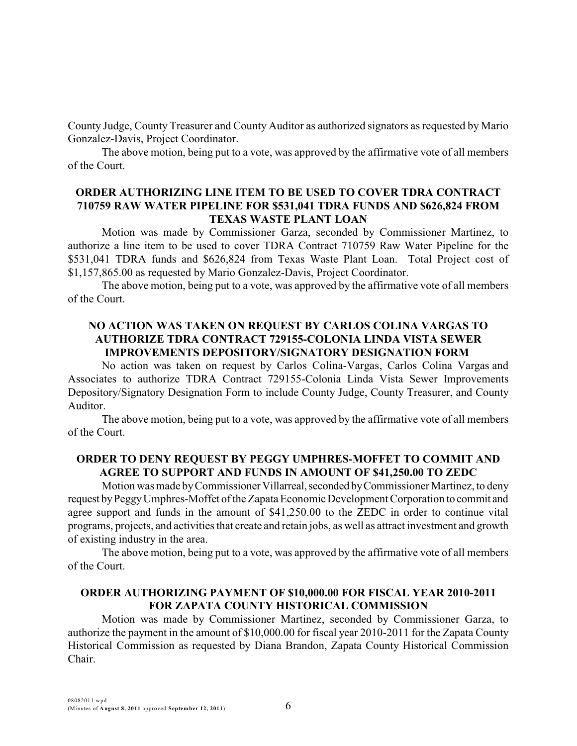County Judge, County Treasurer and County Auditor as authorized signators as requested by Mario Gonzalez-Davis, Project Coordinator.

The above motion, being put to a vote, was approved by the affirmative vote of all members of the Court.

**ORDER AUTHORIZING LINE ITEM TO BE USED TO COVER TDRA CONTRACT 710759 RAW WATER PIPELINE FOR $531,041 TDRA FUNDS AND $626,824 FROM TEXAS WASTE PLANT LOAN**

Motion was made by Commissioner Garza, seconded by Commissioner Martinez, to authorize a line item to be used to cover TDRA Contract 710759 Raw Water Pipeline for the $531,041 TDRA funds and $626,824 from Texas Waste Plant Loan. Total Project cost of $1,157,865.00 as requested by Mario Gonzalez-Davis, Project Coordinator.

The above motion, being put to a vote, was approved by the affirmative vote of all members of the Court.

**NO ACTION WAS TAKEN ON REQUEST BY CARLOS COLINA VARGAS TO AUTHORIZE TDRA CONTRACT 729155-COLONIA LINDA VISTA SEWER IMPROVEMENTS DEPOSITORY/SIGNATORY DESIGNATION FORM**

No action was taken on request by Carlos Colina-Vargas, Carlos Colina Vargas and Associates to authorize TDRA Contract 729155-Colonia Linda Vista Sewer Improvements Depository/Signatory Designation Form to include County Judge, County Treasurer, and County Auditor.

The above motion, being put to a vote, was approved by the affirmative vote of all members of the Court.

**ORDER TO DENY REQUEST BY PEGGY UMPHRES-MOFFET TO COMMIT AND AGREE TO SUPPORT AND FUNDS IN AMOUNT OF $41,250.00 TO ZEDC**

Motion was made by Commissioner Villarreal, seconded by Commissioner Martinez, to deny request by Peggy Umphres-Moffet of the Zapata Economic Development Corporation to commit and agree support and funds in the amount of $41,250.00 to the ZEDC in order to continue vital programs, projects, and activities that create and retain jobs, as well as attract investment and growth of existing industry in the area.

The above motion, being put to a vote, was approved by the affirmative vote of all members of the Court.

**ORDER AUTHORIZING PAYMENT OF $10,000.00 FOR FISCAL YEAR 2010-2011 FOR ZAPATA COUNTY HISTORICAL COMMISSION**

Motion was made by Commissioner Martinez, seconded by Commissioner Garza, to authorize the payment in the amount of $10,000.00 for fiscal year 2010-2011 for the Zapata County Historical Commission as requested by Diana Brandon, Zapata County Historical Commission Chair.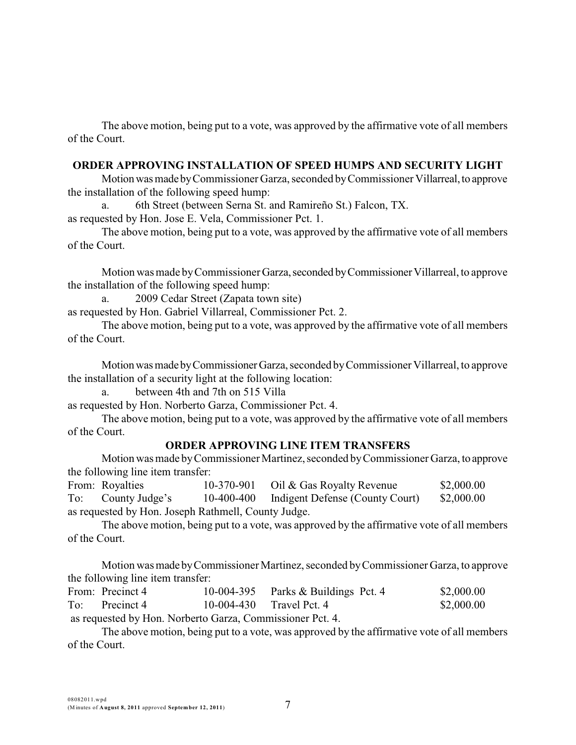The above motion, being put to a vote, was approved by the affirmative vote of all members of the Court.

## ORDER APPROVING INSTALLATION OF SPEED HUMPS AND SECURITY LIGHT

Motion was made by Commissioner Garza, seconded by Commissioner Villarreal, to approve the installation of the following speed hump:

a. 6th Street (between Serna St. and Ramireño St.) Falcon, TX.

as requested by Hon. Jose E. Vela, Commissioner Pct. 1.

The above motion, being put to a vote, was approved by the affirmative vote of all members of the Court.

Motion was made by Commissioner Garza, seconded by Commissioner Villarreal, to approve the installation of the following speed hump:

a. 2009 Cedar Street (Zapata town site)

as requested by Hon. Gabriel Villarreal, Commissioner Pct. 2.

The above motion, being put to a vote, was approved by the affirmative vote of all members of the Court.

Motion was made by Commissioner Garza, seconded by Commissioner Villarreal, to approve the installation of a security light at the following location:

a. between 4th and 7th on 515 Villa

as requested by Hon. Norberto Garza, Commissioner Pct. 4.

The above motion, being put to a vote, was approved by the affirmative vote of all members of the Court.

## ORDER APPROVING LINE ITEM TRANSFERS

Motion was made by Commissioner Martinez, seconded by Commissioner Garza, to approve the following line item transfer:

| | | | | |
|---|---|---|---|---|
| From: | Royalties | 10-370-901 | Oil & Gas Royalty Revenue | $2,000.00 |
| To: | County Judge's | 10-400-400 | Indigent Defense (County Court) | $2,000.00 |

as requested by Hon. Joseph Rathmell, County Judge.

The above motion, being put to a vote, was approved by the affirmative vote of all members of the Court.

Motion was made by Commissioner Martinez, seconded by Commissioner Garza, to approve the following line item transfer:

| | | | | |
|---|---|---|---|---|
| From: | Precinct 4 | 10-004-395 | Parks & Buildings Pct. 4 | $2,000.00 |
| To: | Precinct 4 | 10-004-430 | Travel Pct. 4 | $2,000.00 |

as requested by Hon. Norberto Garza, Commissioner Pct. 4.

The above motion, being put to a vote, was approved by the affirmative vote of all members of the Court.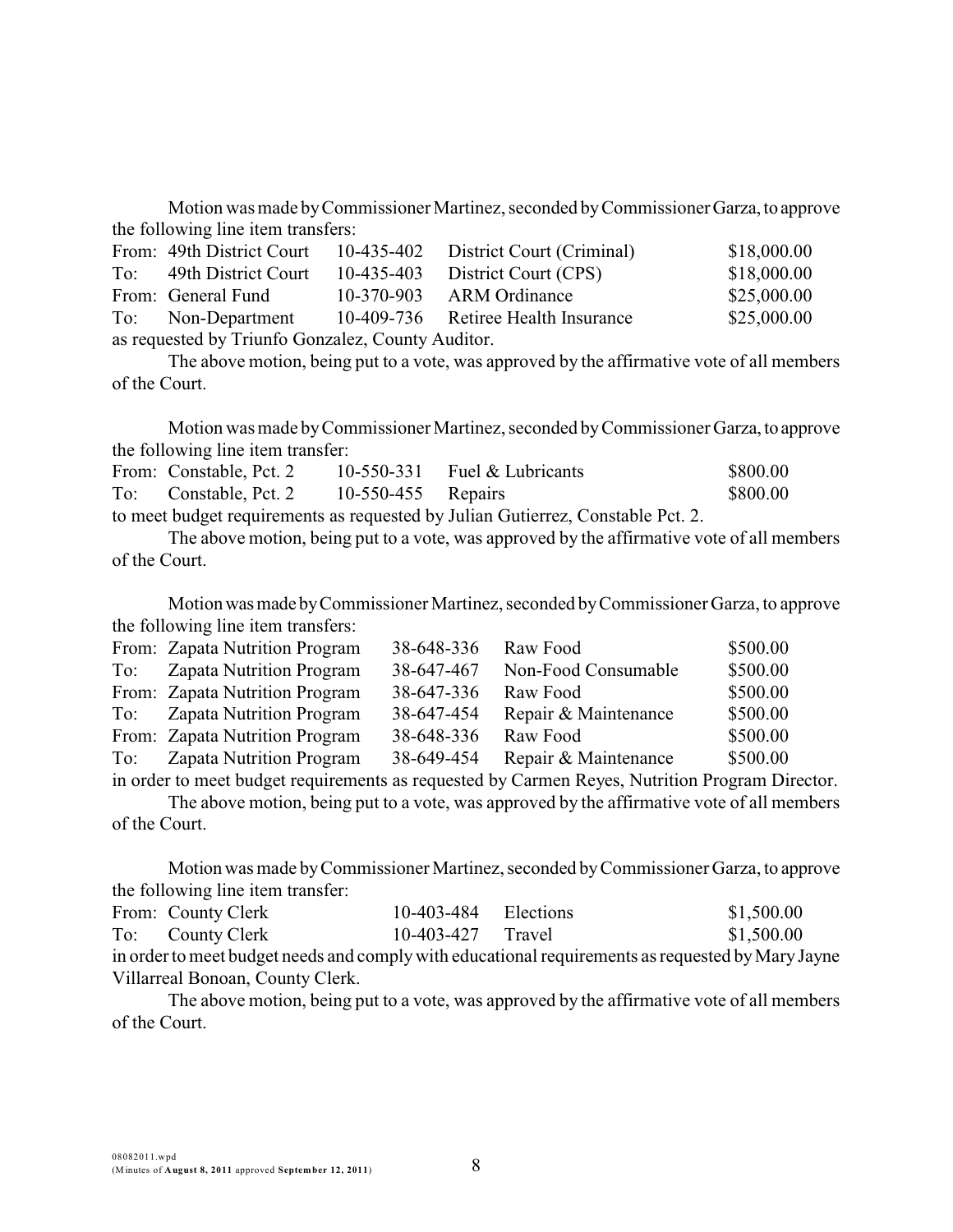Motion was made by Commissioner Martinez, seconded by Commissioner Garza, to approve the following line item transfers:

| | | | | |
|---|---|---|---|---|
| From: | 49th District Court | 10-435-402 | District Court (Criminal) | $18,000.00 |
| To: | 49th District Court | 10-435-403 | District Court (CPS) | $18,000.00 |
| From: | General Fund | 10-370-903 | ARM Ordinance | $25,000.00 |
| To: | Non-Department | 10-409-736 | Retiree Health Insurance | $25,000.00 |

as requested by Triunfo Gonzalez, County Auditor.

The above motion, being put to a vote, was approved by the affirmative vote of all members of the Court.

Motion was made by Commissioner Martinez, seconded by Commissioner Garza, to approve the following line item transfer:

| | | | | |
|---|---|---|---|---|
| From: | Constable, Pct. 2 | 10-550-331 | Fuel & Lubricants | $800.00 |
| To: | Constable, Pct. 2 | 10-550-455 | Repairs | $800.00 |

to meet budget requirements as requested by Julian Gutierrez, Constable Pct. 2.

The above motion, being put to a vote, was approved by the affirmative vote of all members of the Court.

Motion was made by Commissioner Martinez, seconded by Commissioner Garza, to approve the following line item transfers:

| | | | | |
|---|---|---|---|---|
| From: | Zapata Nutrition Program | 38-648-336 | Raw Food | $500.00 |
| To: | Zapata Nutrition Program | 38-647-467 | Non-Food Consumable | $500.00 |
| From: | Zapata Nutrition Program | 38-647-336 | Raw Food | $500.00 |
| To: | Zapata Nutrition Program | 38-647-454 | Repair & Maintenance | $500.00 |
| From: | Zapata Nutrition Program | 38-648-336 | Raw Food | $500.00 |
| To: | Zapata Nutrition Program | 38-649-454 | Repair & Maintenance | $500.00 |

in order to meet budget requirements as requested by Carmen Reyes, Nutrition Program Director.

The above motion, being put to a vote, was approved by the affirmative vote of all members of the Court.

Motion was made by Commissioner Martinez, seconded by Commissioner Garza, to approve the following line item transfer:

| | | | | |
|---|---|---|---|---|
| From: | County Clerk | 10-403-484 | Elections | $1,500.00 |
| To: | County Clerk | 10-403-427 | Travel | $1,500.00 |

in order to meet budget needs and comply with educational requirements as requested by Mary Jayne Villarreal Bonoan, County Clerk.

The above motion, being put to a vote, was approved by the affirmative vote of all members of the Court.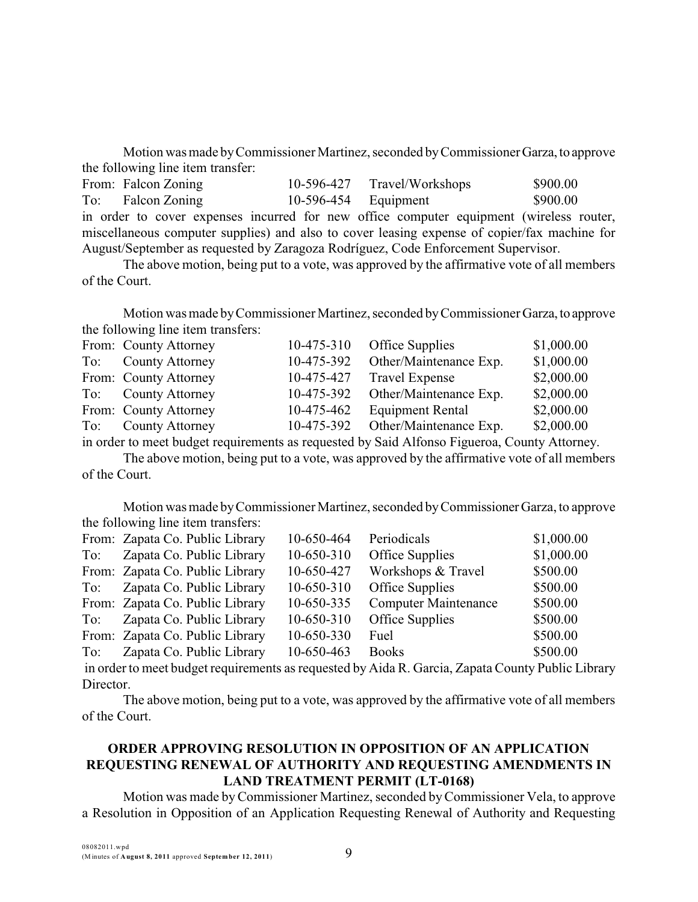Motion was made by Commissioner Martinez, seconded by Commissioner Garza, to approve the following line item transfer:

| | | | | |
|---|---|---|---|---|
| From: | Falcon Zoning | 10-596-427 | Travel/Workshops | $900.00 |
| To: | Falcon Zoning | 10-596-454 | Equipment | $900.00 |

in order to cover expenses incurred for new office computer equipment (wireless router, miscellaneous computer supplies) and also to cover leasing expense of copier/fax machine for August/September as requested by Zaragoza Rodríguez, Code Enforcement Supervisor.

The above motion, being put to a vote, was approved by the affirmative vote of all members of the Court.

Motion was made by Commissioner Martinez, seconded by Commissioner Garza, to approve the following line item transfers:

| | | | | |
|---|---|---|---|---|
| From: | County Attorney | 10-475-310 | Office Supplies | $1,000.00 |
| To: | County Attorney | 10-475-392 | Other/Maintenance Exp. | $1,000.00 |
| From: | County Attorney | 10-475-427 | Travel Expense | $2,000.00 |
| To: | County Attorney | 10-475-392 | Other/Maintenance Exp. | $2,000.00 |
| From: | County Attorney | 10-475-462 | Equipment Rental | $2,000.00 |
| To: | County Attorney | 10-475-392 | Other/Maintenance Exp. | $2,000.00 |

in order to meet budget requirements as requested by Said Alfonso Figueroa, County Attorney.

The above motion, being put to a vote, was approved by the affirmative vote of all members of the Court.

Motion was made by Commissioner Martinez, seconded by Commissioner Garza, to approve the following line item transfers:

| | | | | |
|---|---|---|---|---|
| From: | Zapata Co. Public Library | 10-650-464 | Periodicals | $1,000.00 |
| To: | Zapata Co. Public Library | 10-650-310 | Office Supplies | $1,000.00 |
| From: | Zapata Co. Public Library | 10-650-427 | Workshops & Travel | $500.00 |
| To: | Zapata Co. Public Library | 10-650-310 | Office Supplies | $500.00 |
| From: | Zapata Co. Public Library | 10-650-335 | Computer Maintenance | $500.00 |
| To: | Zapata Co. Public Library | 10-650-310 | Office Supplies | $500.00 |
| From: | Zapata Co. Public Library | 10-650-330 | Fuel | $500.00 |
| To: | Zapata Co. Public Library | 10-650-463 | Books | $500.00 |

in order to meet budget requirements as requested by Aida R. Garcia, Zapata County Public Library Director.

The above motion, being put to a vote, was approved by the affirmative vote of all members of the Court.

## ORDER APPROVING RESOLUTION IN OPPOSITION OF AN APPLICATION REQUESTING RENEWAL OF AUTHORITY AND REQUESTING AMENDMENTS IN LAND TREATMENT PERMIT (LT-0168)

Motion was made by Commissioner Martinez, seconded by Commissioner Vela, to approve a Resolution in Opposition of an Application Requesting Renewal of Authority and Requesting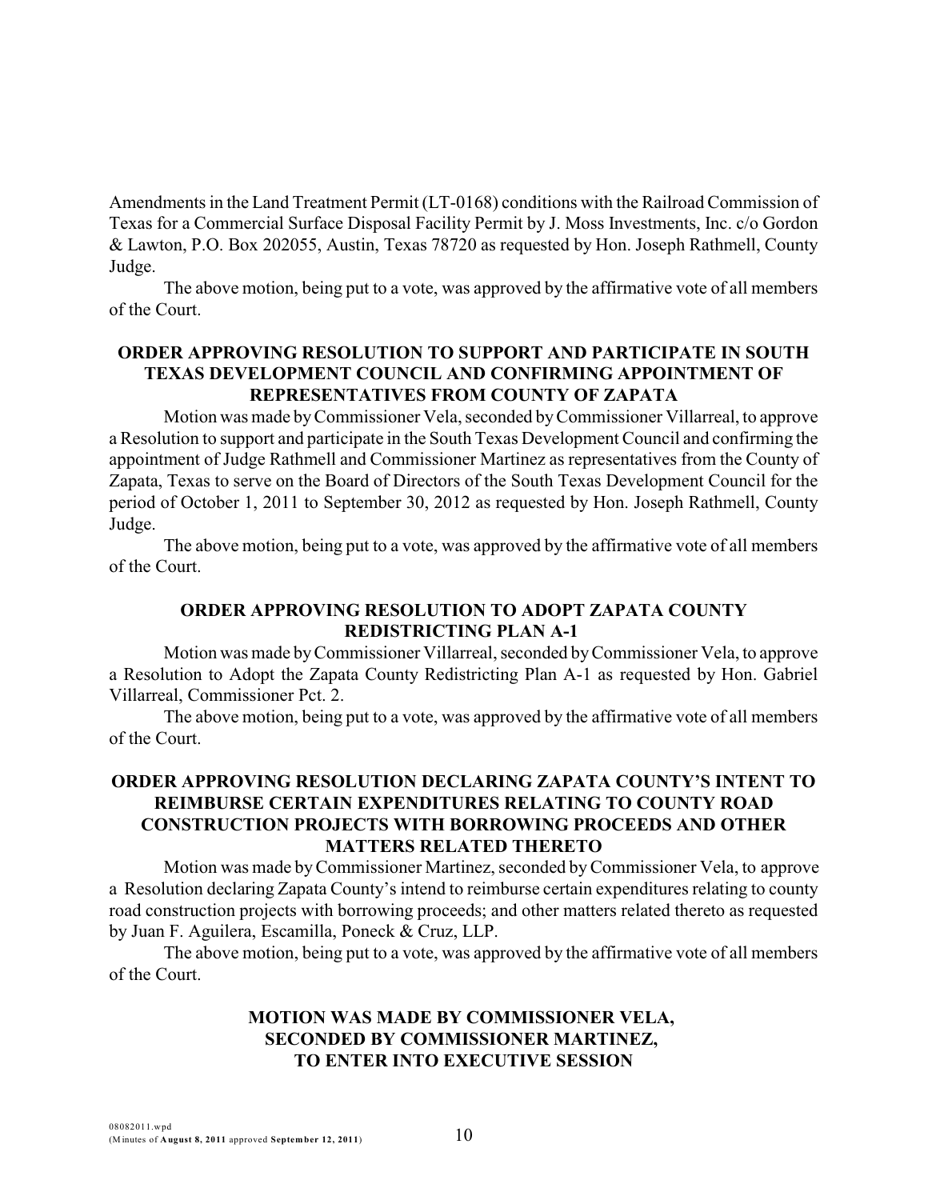Amendments in the Land Treatment Permit (LT-0168) conditions with the Railroad Commission of Texas for a Commercial Surface Disposal Facility Permit by J. Moss Investments, Inc. c/o Gordon & Lawton, P.O. Box 202055, Austin, Texas 78720 as requested by Hon. Joseph Rathmell, County Judge.

The above motion, being put to a vote, was approved by the affirmative vote of all members of the Court.

**ORDER APPROVING RESOLUTION TO SUPPORT AND PARTICIPATE IN SOUTH TEXAS DEVELOPMENT COUNCIL AND CONFIRMING APPOINTMENT OF REPRESENTATIVES FROM COUNTY OF ZAPATA**

Motion was made by Commissioner Vela, seconded by Commissioner Villarreal, to approve a Resolution to support and participate in the South Texas Development Council and confirming the appointment of Judge Rathmell and Commissioner Martinez as representatives from the County of Zapata, Texas to serve on the Board of Directors of the South Texas Development Council for the period of October 1, 2011 to September 30, 2012 as requested by Hon. Joseph Rathmell, County Judge.

The above motion, being put to a vote, was approved by the affirmative vote of all members of the Court.

**ORDER APPROVING RESOLUTION TO ADOPT ZAPATA COUNTY REDISTRICTING PLAN A-1**

Motion was made by Commissioner Villarreal, seconded by Commissioner Vela, to approve a Resolution to Adopt the Zapata County Redistricting Plan A-1 as requested by Hon. Gabriel Villarreal, Commissioner Pct. 2.

The above motion, being put to a vote, was approved by the affirmative vote of all members of the Court.

**ORDER APPROVING RESOLUTION DECLARING ZAPATA COUNTY'S INTENT TO REIMBURSE CERTAIN EXPENDITURES RELATING TO COUNTY ROAD CONSTRUCTION PROJECTS WITH BORROWING PROCEEDS AND OTHER MATTERS RELATED THERETO**

Motion was made by Commissioner Martinez, seconded by Commissioner Vela, to approve a Resolution declaring Zapata County's intend to reimburse certain expenditures relating to county road construction projects with borrowing proceeds; and other matters related thereto as requested by Juan F. Aguilera, Escamilla, Poneck & Cruz, LLP.

The above motion, being put to a vote, was approved by the affirmative vote of all members of the Court.

**MOTION WAS MADE BY COMMISSIONER VELA, SECONDED BY COMMISSIONER MARTINEZ, TO ENTER INTO EXECUTIVE SESSION**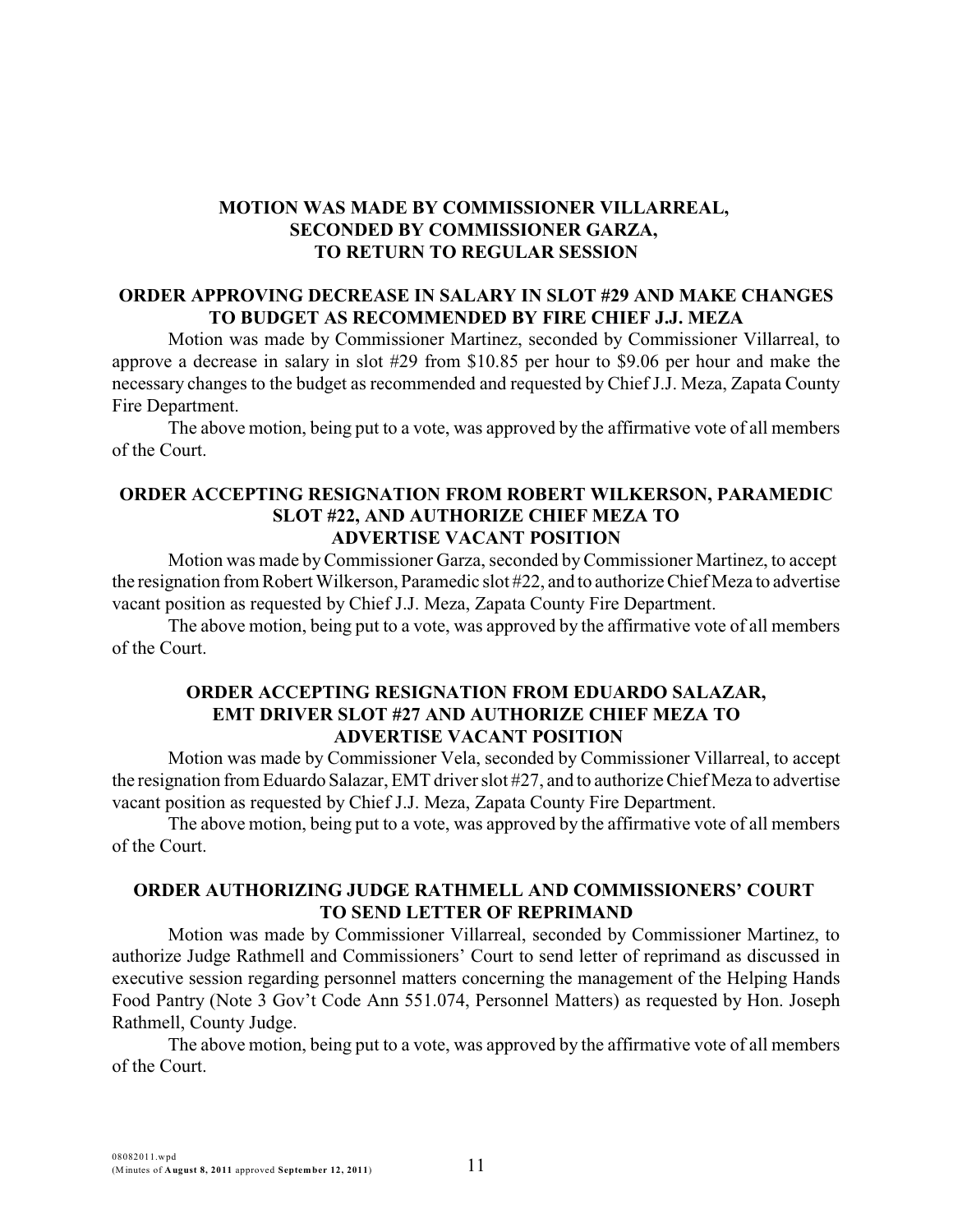**MOTION WAS MADE BY COMMISSIONER VILLARREAL, SECONDED BY COMMISSIONER GARZA, TO RETURN TO REGULAR SESSION**

**ORDER APPROVING DECREASE IN SALARY IN SLOT #29 AND MAKE CHANGES TO BUDGET AS RECOMMENDED BY FIRE CHIEF J.J. MEZA**

Motion was made by Commissioner Martinez, seconded by Commissioner Villarreal, to approve a decrease in salary in slot #29 from $10.85 per hour to $9.06 per hour and make the necessary changes to the budget as recommended and requested by Chief J.J. Meza, Zapata County Fire Department.

The above motion, being put to a vote, was approved by the affirmative vote of all members of the Court.

**ORDER ACCEPTING RESIGNATION FROM ROBERT WILKERSON, PARAMEDIC SLOT #22, AND AUTHORIZE CHIEF MEZA TO ADVERTISE VACANT POSITION**

Motion was made by Commissioner Garza, seconded by Commissioner Martinez, to accept the resignation from Robert Wilkerson, Paramedic slot #22, and to authorize Chief Meza to advertise vacant position as requested by Chief J.J. Meza, Zapata County Fire Department.

The above motion, being put to a vote, was approved by the affirmative vote of all members of the Court.

**ORDER ACCEPTING RESIGNATION FROM EDUARDO SALAZAR, EMT DRIVER SLOT #27 AND AUTHORIZE CHIEF MEZA TO ADVERTISE VACANT POSITION**

Motion was made by Commissioner Vela, seconded by Commissioner Villarreal, to accept the resignation from Eduardo Salazar, EMT driver slot #27, and to authorize Chief Meza to advertise vacant position as requested by Chief J.J. Meza, Zapata County Fire Department.

The above motion, being put to a vote, was approved by the affirmative vote of all members of the Court.

**ORDER AUTHORIZING JUDGE RATHMELL AND COMMISSIONERS' COURT TO SEND LETTER OF REPRIMAND**

Motion was made by Commissioner Villarreal, seconded by Commissioner Martinez, to authorize Judge Rathmell and Commissioners' Court to send letter of reprimand as discussed in executive session regarding personnel matters concerning the management of the Helping Hands Food Pantry (Note 3 Gov't Code Ann 551.074, Personnel Matters) as requested by Hon. Joseph Rathmell, County Judge.

The above motion, being put to a vote, was approved by the affirmative vote of all members of the Court.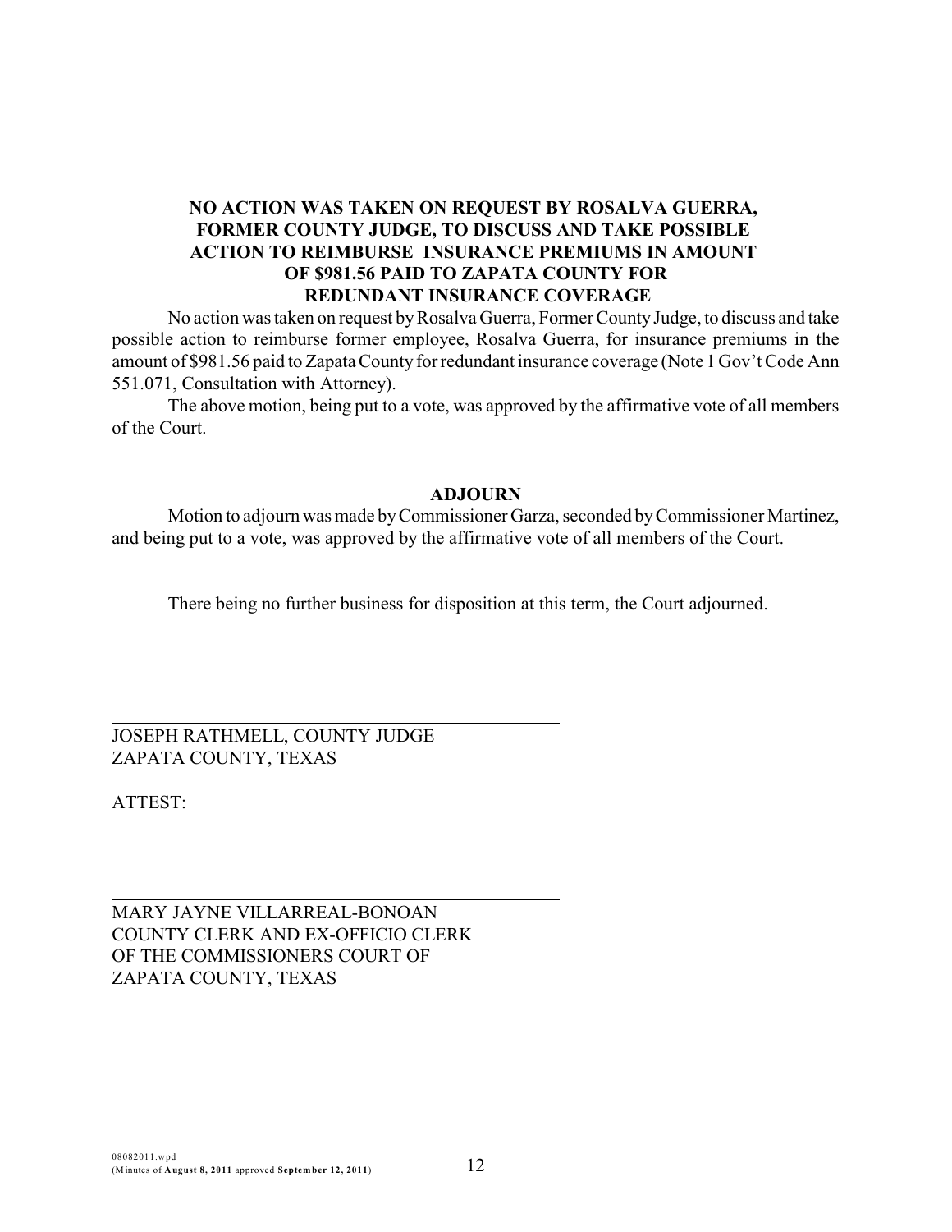**NO ACTION WAS TAKEN ON REQUEST BY ROSALVA GUERRA, FORMER COUNTY JUDGE, TO DISCUSS AND TAKE POSSIBLE ACTION TO REIMBURSE INSURANCE PREMIUMS IN AMOUNT OF $981.56 PAID TO ZAPATA COUNTY FOR REDUNDANT INSURANCE COVERAGE**

No action was taken on request by Rosalva Guerra, Former County Judge, to discuss and take possible action to reimburse former employee, Rosalva Guerra, for insurance premiums in the amount of $981.56 paid to Zapata County for redundant insurance coverage (Note 1 Gov't Code Ann 551.071, Consultation with Attorney).

The above motion, being put to a vote, was approved by the affirmative vote of all members of the Court.

**ADJOURN**

Motion to adjourn was made by Commissioner Garza, seconded by Commissioner Martinez, and being put to a vote, was approved by the affirmative vote of all members of the Court.

There being no further business for disposition at this term, the Court adjourned.

JOSEPH RATHMELL, COUNTY JUDGE
ZAPATA COUNTY, TEXAS

ATTEST:

MARY JAYNE VILLARREAL-BONOAN
COUNTY CLERK AND EX-OFFICIO CLERK
OF THE COMMISSIONERS COURT OF
ZAPATA COUNTY, TEXAS

08082011.wpd
(Minutes of **August 8, 2011** approved **September 12, 2011**)